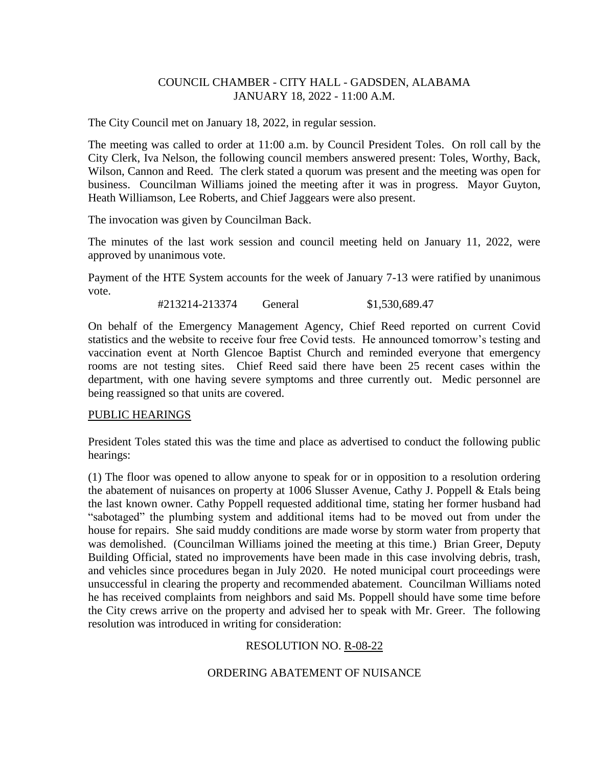COUNCIL CHAMBER - CITY HALL - GADSDEN, ALABAMA
JANUARY 18, 2022 - 11:00 A.M.

The City Council met on January 18, 2022, in regular session.

The meeting was called to order at 11:00 a.m. by Council President Toles. On roll call by the City Clerk, Iva Nelson, the following council members answered present: Toles, Worthy, Back, Wilson, Cannon and Reed. The clerk stated a quorum was present and the meeting was open for business. Councilman Williams joined the meeting after it was in progress. Mayor Guyton, Heath Williamson, Lee Roberts, and Chief Jaggears were also present.

The invocation was given by Councilman Back.

The minutes of the last work session and council meeting held on January 11, 2022, were approved by unanimous vote.

Payment of the HTE System accounts for the week of January 7-13 were ratified by unanimous vote.

| #213214-213374 | General | $1,530,689.47 |
|---|---|---|

On behalf of the Emergency Management Agency, Chief Reed reported on current Covid statistics and the website to receive four free Covid tests. He announced tomorrow's testing and vaccination event at North Glencoe Baptist Church and reminded everyone that emergency rooms are not testing sites. Chief Reed said there have been 25 recent cases within the department, with one having severe symptoms and three currently out. Medic personnel are being reassigned so that units are covered.

PUBLIC HEARINGS

President Toles stated this was the time and place as advertised to conduct the following public hearings:

(1) The floor was opened to allow anyone to speak for or in opposition to a resolution ordering the abatement of nuisances on property at 1006 Slusser Avenue, Cathy J. Poppell & Etals being the last known owner. Cathy Poppell requested additional time, stating her former husband had "sabotaged" the plumbing system and additional items had to be moved out from under the house for repairs. She said muddy conditions are made worse by storm water from property that was demolished. (Councilman Williams joined the meeting at this time.) Brian Greer, Deputy Building Official, stated no improvements have been made in this case involving debris, trash, and vehicles since procedures began in July 2020. He noted municipal court proceedings were unsuccessful in clearing the property and recommended abatement. Councilman Williams noted he has received complaints from neighbors and said Ms. Poppell should have some time before the City crews arrive on the property and advised her to speak with Mr. Greer. The following resolution was introduced in writing for consideration:

RESOLUTION NO. R-08-22

ORDERING ABATEMENT OF NUISANCE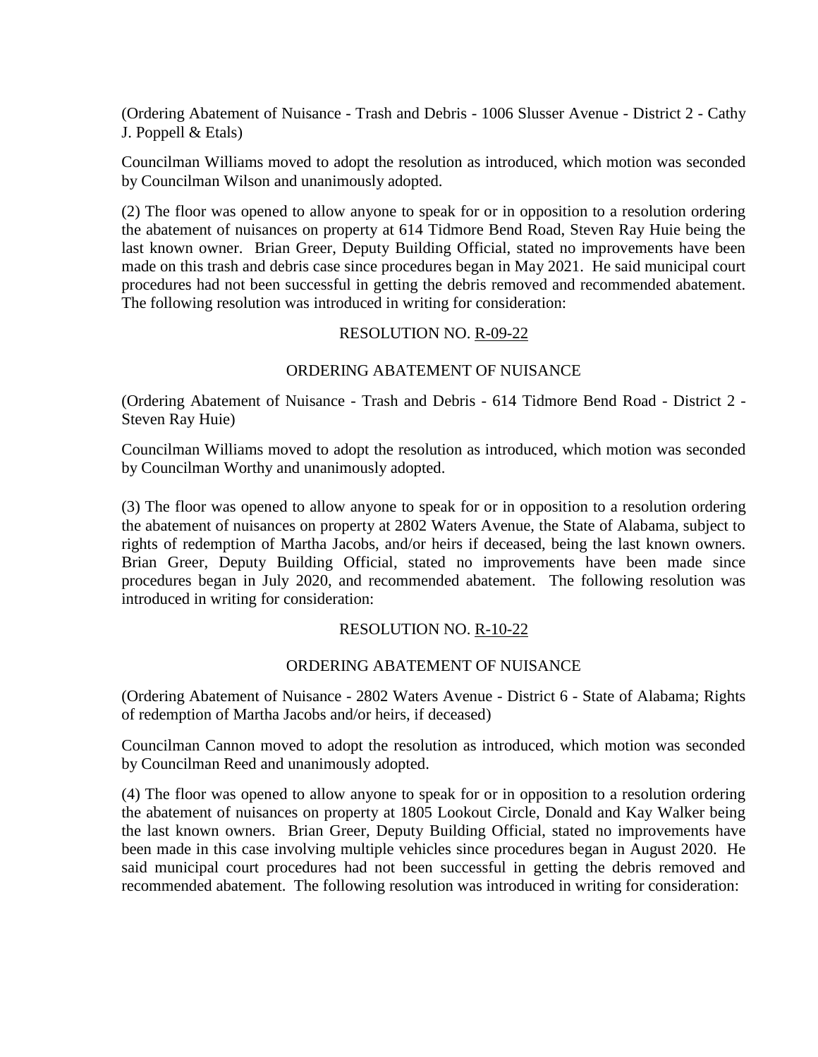(Ordering Abatement of Nuisance - Trash and Debris - 1006 Slusser Avenue - District 2 - Cathy J. Poppell & Etals)

Councilman Williams moved to adopt the resolution as introduced, which motion was seconded by Councilman Wilson and unanimously adopted.

(2) The floor was opened to allow anyone to speak for or in opposition to a resolution ordering the abatement of nuisances on property at 614 Tidmore Bend Road, Steven Ray Huie being the last known owner. Brian Greer, Deputy Building Official, stated no improvements have been made on this trash and debris case since procedures began in May 2021. He said municipal court procedures had not been successful in getting the debris removed and recommended abatement. The following resolution was introduced in writing for consideration:

RESOLUTION NO. R-09-22

ORDERING ABATEMENT OF NUISANCE

(Ordering Abatement of Nuisance - Trash and Debris - 614 Tidmore Bend Road - District 2 - Steven Ray Huie)

Councilman Williams moved to adopt the resolution as introduced, which motion was seconded by Councilman Worthy and unanimously adopted.

(3) The floor was opened to allow anyone to speak for or in opposition to a resolution ordering the abatement of nuisances on property at 2802 Waters Avenue, the State of Alabama, subject to rights of redemption of Martha Jacobs, and/or heirs if deceased, being the last known owners. Brian Greer, Deputy Building Official, stated no improvements have been made since procedures began in July 2020, and recommended abatement. The following resolution was introduced in writing for consideration:

RESOLUTION NO. R-10-22

ORDERING ABATEMENT OF NUISANCE

(Ordering Abatement of Nuisance - 2802 Waters Avenue - District 6 - State of Alabama; Rights of redemption of Martha Jacobs and/or heirs, if deceased)

Councilman Cannon moved to adopt the resolution as introduced, which motion was seconded by Councilman Reed and unanimously adopted.

(4) The floor was opened to allow anyone to speak for or in opposition to a resolution ordering the abatement of nuisances on property at 1805 Lookout Circle, Donald and Kay Walker being the last known owners. Brian Greer, Deputy Building Official, stated no improvements have been made in this case involving multiple vehicles since procedures began in August 2020. He said municipal court procedures had not been successful in getting the debris removed and recommended abatement. The following resolution was introduced in writing for consideration: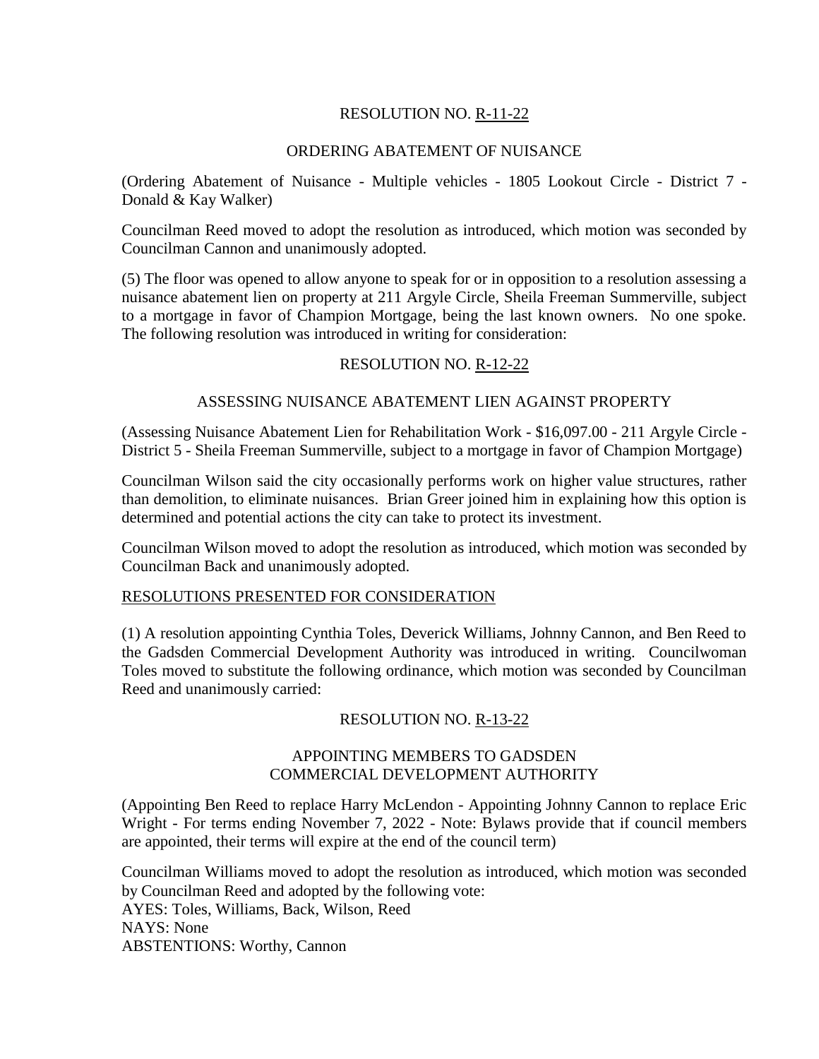RESOLUTION NO. R-11-22

ORDERING ABATEMENT OF NUISANCE

(Ordering Abatement of Nuisance - Multiple vehicles - 1805 Lookout Circle - District 7 - Donald & Kay Walker)

Councilman Reed moved to adopt the resolution as introduced, which motion was seconded by Councilman Cannon and unanimously adopted.

(5) The floor was opened to allow anyone to speak for or in opposition to a resolution assessing a nuisance abatement lien on property at 211 Argyle Circle, Sheila Freeman Summerville, subject to a mortgage in favor of Champion Mortgage, being the last known owners. No one spoke. The following resolution was introduced in writing for consideration:

RESOLUTION NO. R-12-22

ASSESSING NUISANCE ABATEMENT LIEN AGAINST PROPERTY

(Assessing Nuisance Abatement Lien for Rehabilitation Work - $16,097.00 - 211 Argyle Circle - District 5 - Sheila Freeman Summerville, subject to a mortgage in favor of Champion Mortgage)

Councilman Wilson said the city occasionally performs work on higher value structures, rather than demolition, to eliminate nuisances. Brian Greer joined him in explaining how this option is determined and potential actions the city can take to protect its investment.

Councilman Wilson moved to adopt the resolution as introduced, which motion was seconded by Councilman Back and unanimously adopted.

RESOLUTIONS PRESENTED FOR CONSIDERATION

(1) A resolution appointing Cynthia Toles, Deverick Williams, Johnny Cannon, and Ben Reed to the Gadsden Commercial Development Authority was introduced in writing. Councilwoman Toles moved to substitute the following ordinance, which motion was seconded by Councilman Reed and unanimously carried:

RESOLUTION NO. R-13-22

APPOINTING MEMBERS TO GADSDEN COMMERCIAL DEVELOPMENT AUTHORITY

(Appointing Ben Reed to replace Harry McLendon - Appointing Johnny Cannon to replace Eric Wright - For terms ending November 7, 2022 - Note: Bylaws provide that if council members are appointed, their terms will expire at the end of the council term)

Councilman Williams moved to adopt the resolution as introduced, which motion was seconded by Councilman Reed and adopted by the following vote:
AYES: Toles, Williams, Back, Wilson, Reed
NAYS: None
ABSTENTIONS: Worthy, Cannon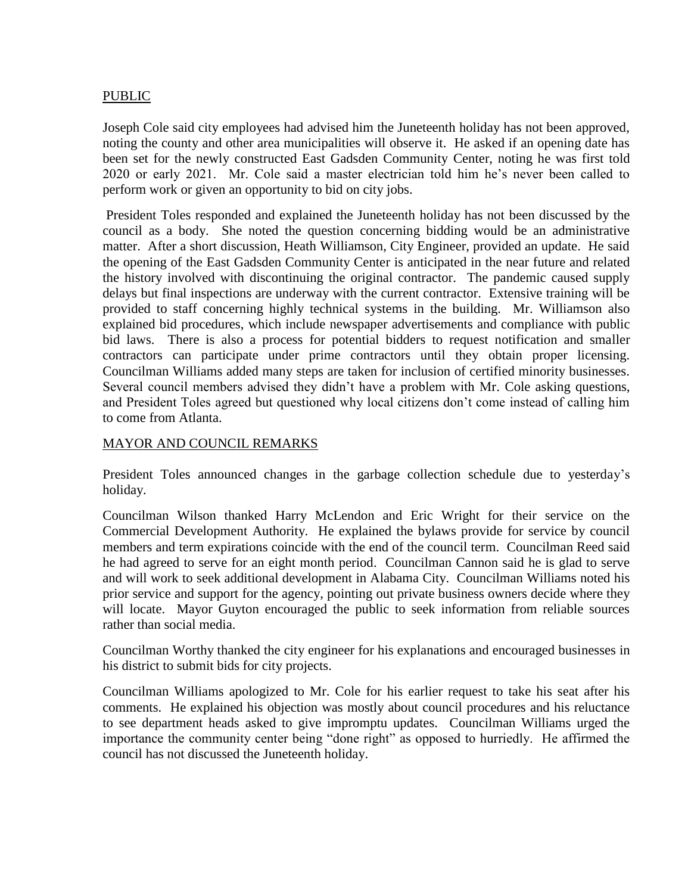## PUBLIC

Joseph Cole said city employees had advised him the Juneteenth holiday has not been approved, noting the county and other area municipalities will observe it. He asked if an opening date has been set for the newly constructed East Gadsden Community Center, noting he was first told 2020 or early 2021. Mr. Cole said a master electrician told him he's never been called to perform work or given an opportunity to bid on city jobs.

President Toles responded and explained the Juneteenth holiday has not been discussed by the council as a body. She noted the question concerning bidding would be an administrative matter. After a short discussion, Heath Williamson, City Engineer, provided an update. He said the opening of the East Gadsden Community Center is anticipated in the near future and related the history involved with discontinuing the original contractor. The pandemic caused supply delays but final inspections are underway with the current contractor. Extensive training will be provided to staff concerning highly technical systems in the building. Mr. Williamson also explained bid procedures, which include newspaper advertisements and compliance with public bid laws. There is also a process for potential bidders to request notification and smaller contractors can participate under prime contractors until they obtain proper licensing. Councilman Williams added many steps are taken for inclusion of certified minority businesses. Several council members advised they didn't have a problem with Mr. Cole asking questions, and President Toles agreed but questioned why local citizens don't come instead of calling him to come from Atlanta.

## MAYOR AND COUNCIL REMARKS

President Toles announced changes in the garbage collection schedule due to yesterday's holiday.

Councilman Wilson thanked Harry McLendon and Eric Wright for their service on the Commercial Development Authority. He explained the bylaws provide for service by council members and term expirations coincide with the end of the council term. Councilman Reed said he had agreed to serve for an eight month period. Councilman Cannon said he is glad to serve and will work to seek additional development in Alabama City. Councilman Williams noted his prior service and support for the agency, pointing out private business owners decide where they will locate. Mayor Guyton encouraged the public to seek information from reliable sources rather than social media.

Councilman Worthy thanked the city engineer for his explanations and encouraged businesses in his district to submit bids for city projects.

Councilman Williams apologized to Mr. Cole for his earlier request to take his seat after his comments. He explained his objection was mostly about council procedures and his reluctance to see department heads asked to give impromptu updates. Councilman Williams urged the importance the community center being "done right" as opposed to hurriedly. He affirmed the council has not discussed the Juneteenth holiday.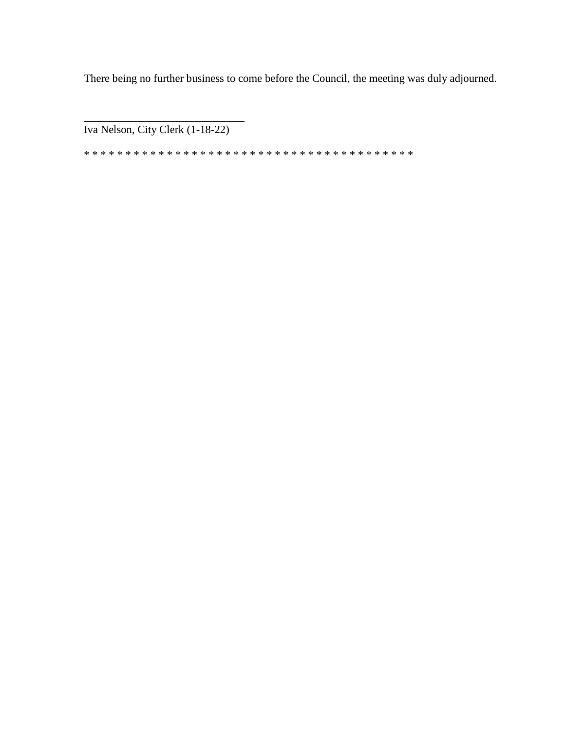There being no further business to come before the Council, the meeting was duly adjourned.

____________________________
Iva Nelson, City Clerk (1-18-22)

* * * * * * * * * * * * * * * * * * * * * * * * * * * * * * * * * * * * * * * * *